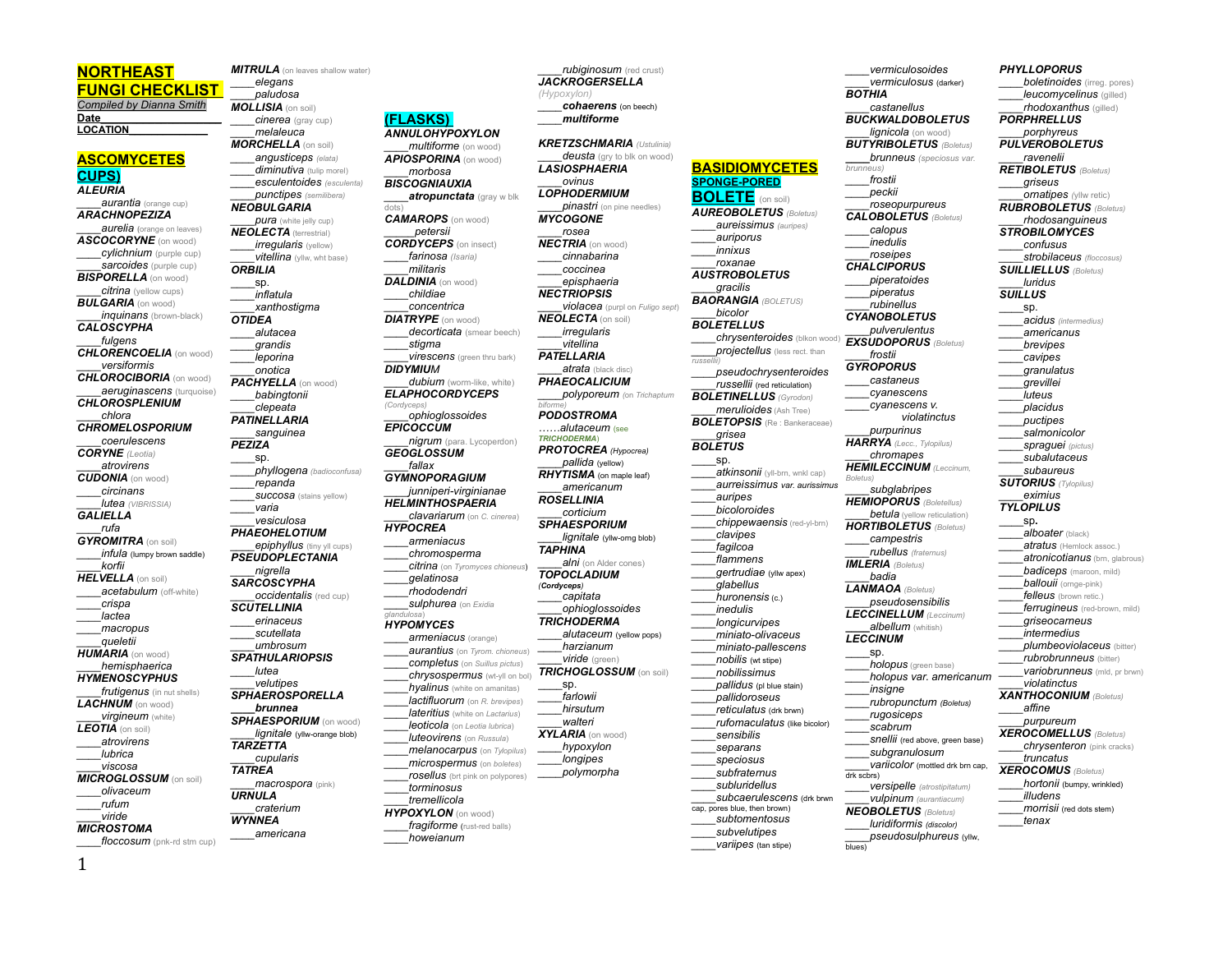# NORTHEAST FUNGI CHECKLIST

*Compiled by Dianna Smith*

**Date**\_\_\_\_\_\_\_\_\_\_\_\_\_\_\_\_\_\_\_\_\_\_\_\_\_

**LOCATION**\_\_\_\_\_\_\_\_\_\_\_\_\_\_\_\_\_\_\_

## ASCOMYCETES

### CUPS)

**ALEURIA**
____*aurantia* (orange cup)

**ARACHNOPEZIZA**
____*aurelia* (orange on leaves)

**ASCOCORYNE** (on wood)
____*cylichnium* (purple cup)
____*sarcoides* (purple cup)

**BISPORELLA** (on wood)
____*citrina* (yellow cups)

**BULGARIA** (on wood)
____*inquinans* (brown-black)

**CALOSCYPHA**
____*fulgens*

**CHLORENCOELIA** (on wood)
____*versiformis*

**CHLOROCIBORIA** (on wood)
____*aeruginascens* (turquoise)

**CHLOROSPLENIUM**
____*chlora*

**CHROMELOSPORIUM**
____*coerulescens*

**CORYNE** (*Leotia*)
____*atrovirens*

**CUDONIA** (on wood)
____*circinans*
____*lutea* (*VIBRISSIA*)

**GALIELLA**
____*rufa*

**GYROMITRA** (on soil)
____*infula* (lumpy brown saddle)
____*korfii*

**HELVELLA** (on soil)
____*acetabulum* (off-white)
____*crispa*
____*lactea*
____*macropus*
____*queletii*

**HUMARIA** (on wood)
____*hemisphaerica*

**HYMENOSCYPHUS**
____*frutigenus* (in nut shells)

**LACHNUM** (on wood)
____*virgineum* (white)

**LEOTIA** (on soil)
____*atrovirens*
____*lubrica*
____*viscosa*

**MICROGLOSSUM** (on soil)
____*olivaceum*
____*rufum*
____*viride*

**MICROSTOMA**
____*floccosum* (pnk-rd stm cup)

**MITRULA** (on leaves shallow water)
____*elegans*
____*paludosa*

**MOLLISIA** (on soil)
____*cinerea* (gray cup)
____*melaleuca*

**MORCHELLA** (on soil)
____*angusticeps* (*elata*)
____*diminutiva* (tulip morel)
____*esculentoides* (*esculenta*)
____*punctipes* (*semilibera*)

**NEOBULGARIA**
____*pura* (white jelly cup)

**NEOLECTA** (terrestrial)
____*irregularis* (yellow)
____*vitellina* (yllw, wht base)

**ORBILIA**
____sp.
____*inflatula*
____*xanthostigma*

**OTIDEA**
____*alutacea*
____*grandis*
____*leporina*
____*onotica*

**PACHYELLA** (on wood)
____*babingtonii*
____*clepeata*

**PATINELLARIA**
____*sanguinea*

**PEZIZA**
____sp.
____*phyllogena* (*badioconfusa*)
____*repanda*
____*succosa* (stains yellow)
____*varia*
____*vesiculosa*

**PHAEOHELOTIUM**
____*epiphyllus* (tiny yll cups)

**PSEUDOPLECTANIA**
____*nigrella*

**SARCOSCYPHA**
____*occidentalis* (red cup)

**SCUTELLINIA**
____*erinaceus*
____*scutellata*
____*umbrosum*

**SPATHULARIOPSIS**
____*lutea*
____*velutipes*

**SPHAEROSPORELLA**
____***brunnea***

**SPHAESPORIUM** (on wood)
____*lignitale* (yllw-orange blob)

**TARZETTA**
____*cupularis*

**TATREA**
____*macrospora* (pink)

**URNULA**
____*craterium*

**WYNNEA**
____*americana*

### (FLASKS)

**ANNULOHYPOXYLON**
____*multiforme* (on wood)

**APIOSPORINA** (on wood)
____*morbosa*

**BISCOGNIAUXIA**
____***atropunctata*** (gray w blk dots)

**CAMAROPS** (on wood)
____*petersii*

**CORDYCEPS** (on insect)
____*farinosa* (*Isaria*)
____*militaris*

**DALDINIA** (on wood)
____*childiae*
____*concentrica*

**DIATRYPE** (on wood)
____*decorticata* (smear beech)
____*stigma*
____*virescens* (green thru bark)

**DIDYMIUM**
____*dubium* (worm-like, white)

**ELAPHOCORDYCEPS** (*Cordyceps*)
____*ophioglossoides*

**EPICOCCUM**
____*nigrum* (para. Lycoperdon)

**GEOGLOSSUM**
____*fallax*

**GYMNOPORAGIUM**
____*junniperi-virginianae*

**HELMINTHOSPHAERIA**
____*clavariarum* (on *C. cinerea*)

**HYPOCREA**
____*armeniacus*
____*chromosperma*
____*citrina* (on *Tyromyces chioneus*)
____*gelatinosa*
____*rhododendri*
____*sulphurea* (on *Exidia glandulosa*)

**HYPOMYCES**
____*armeniacus* (orange)
____*aurantius* (on *Tyrom. chioneus*)
____*completus* (on *Suillus pictus*)
____*chrysospermus* (wt-yll on bol)
____*hyalinus* (white on amanitas)
____*lactifluorum* (on *R. brevipes*)
____*lateritius* (white on *Lactarius*)
____*leoticola* (on *Leotia lubrica*)
____*luteovirens* (on *Russula*)
____*melanocarpus* (on *Tylopilus*)
____*microspermus* (on boletes)
____*rosellus* (brt pink on polypores)
____*torminosus*
____*tremellicola*

**HYPOXYLON** (on wood)
____*fragiforme* (rust-red balls)
____*howeianum*
____*rubiginosum* (red crust)

**JACKROGERSELLA** (*Hypoxylon*)
____***cohaerens*** (on beech)
____***multiforme***

**KRETZSCHMARIA** (*Ustulinia*)
____*deusta* (gry to blk on wood)

**LASIOSPHAERIA**
____*ovinus*

**LOPHODERMIUM**
____*pinastri* (on pine needles)

**MYCOGONE**
____*rosea*

**NECTRIA** (on wood)
____*cinnabarina*
____*coccinea*
____*episphaeria*

**NECTRIOPSIS**
____*violacea* (purpl on *Fuligo sept*)

**NEOLECTA** (on soil)
____*irregularis*
____*vitellina*

**PATELLARIA**
____*atrata* (black disc)

**PHAEOCALICIUM**
____*polyporeum* (on *Trichaptum biforme*)

**PODOSTROMA**
……*alutaceum* (see ***TRICHODERMA***)

**PROTOCREA** (*Hypocrea*)
____*pallida* (yellow)

**RHYTISMA** (on maple leaf)
____*americanum*

**ROSELLINIA**
____*corticium*

**SPHAESPORIUM**
____*lignitale* (yllw-orng blob)

**TAPHINA**
____*alni* (on Alder cones)

**TOPOCLADIUM** (*Cordyceps*)
____*capitata*
____*ophioglossoides*

**TRICHODERMA**
____*alutaceum* (yellow pops)
____*harzianum*
____*viride* (green)

**TRICHOGLOSSUM** (on soil)
____sp.
____*farlowii*
____*hirsutum*
____*walteri*

**XYLARIA** (on wood)
____*hypoxylon*
____*longipes*
____*polymorpha*

## BASIDIOMYCETES

### SPONGE-PORED

### BOLETE (on soil)

**AUREOBOLETUS** (*Boletus*)
____*aureissimus* (*auripes*)
____*auriporus*
____*innixus*
____*roxanae*

**AUSTROBOLETUS**
____*gracilis*

**BAORANGIA** (*BOLETUS*)
____*bicolor*

**BOLETELLUS**
____*chrysenteroides* (blkon wood)
____*projectellus* (less rect. than *russellii*)
____*pseudochrysenteroides*
____*russellii* (red reticulation)

**BOLETINELLUS** (*Gyrodon*)
____*merulioides* (Ash Tree)

**BOLETOPSIS** (Re : Bankeraceae)
____*grisea*

**BOLETUS**
____sp.
____*atkinsonii* (yll-brn, wnkl cap)
____*aurreissimus var. aurissimus*
____*auripes*
____*bicoloroides*
____*chippewaensis* (red-yl-brn)
____*clavipes*
____*fagilcoa*
____*flammens*
____*gertrudiae* (yllw apex)
____*glabellus*
____*huronensis* (c.)
____*inedulis*
____*longicurvipes*
____*miniato-olivaceus*
____*miniato-pallescens*
____*nobilis* (wt stipe)
____*nobilissimus*
____*pallidus* (pl blue stain)
____*pallidoroseus*
____*reticulatus* (drk brwn)
____*rufomaculatus* (like bicolor)
____*sensibilis*
____*separans*
____*speciosus*
____*subfraternus*
____*subluridellus*
____*subcaerulescens* (drk brwn cap, pores blue, then brown)
____*subtomentosus*
____*subvelutipes*
____*variipes* (tan stipe)
____*vermiculosoides*
____*vermiculosus* (darker)

**BOTHIA**
____*castanellus*

**BUCKWALDOBOLETUS**
____*lignicola* (on wood)

**BUTYRIBOLETUS** (*Boletus*)
____*brunneus* (*speciosus var. brunneus*)
____*frostii*
____*peckii*
____*roseopurpureus*

**CALOBOLETUS** (*Boletus*)
____*calopus*
____*inedulis*
____*roseipes*

**CHALCIPORUS**
____*piperatoides*
____*piperatus*
____*rubinellus*

**CYANOBOLETUS**
____*pulverulentus*

**EXSUDOPORUS** (*Boletus*)
____*frostii*

**GYROPORUS**
____*castaneus*
____*cyanescens*
____*cyanescens v. violatinctus*
____*purpurinus*

**HARRYA** (*Lecc., Tylopilus*)
____*chromapes*

**HEMILECCINUM** (*Leccinum, Boletus*)
____*subglabripes*

**HEMIOPORUS** (*Boletellus*)
____*betula* (yellow reticulation)

**HORTIBOLETUS** (*Boletus*)
____*campestris*
____*rubellus* (*fraternus*)

**IMLERIA** (*Boletus*)
____*badia*

**LANMAOA** (*Boletus*)
____*pseudosensibilis*

**LECCINELLUM** (*Leccinum*)
____*albellum* (whitish)

**LECCINUM**
____sp.
____*holopus* (green base)
____*holopus var. americanum*
____*insigne*
____*rubropunctum* (*Boletus*)
____*rugosiceps*
____*scabrum*
____*snellii* (red above, green base)
____*subgranulosum*
____*variicolor* (mottled drk brn cap, drk scbrs)
____*versipelle* (*atrostipitatum*)
____*vulpinum* (*aurantiacum*)

**NEOBOLETUS** (*Boletus*)
____*luridiformis* (*discolor*)
____*pseudosulphureus* (yllw, blues)

**PHYLLOPORUS**
____*boletinoides* (irreg. pores)
____*leucomycelinus* (gilled)
____*rhodoxanthus* (gilled)

**PORPHYRELLUS**
____*porphyreus*

**PULVEROBOLETUS**
____*ravenelii*

**RETIBOLETUS** (*Boletus*)
____*griseus*
____*ornatipes* (yllw retic)

**RUBROBOLETUS** (*Boletus*)
____*rhodosanguineus*

**STROBILOMYCES**
____*confusus*
____*strobilaceus* (*floccosus*)

**SUILLIELLUS** (*Boletus*)
____*luridus*

**SUILLUS**
____sp.
____*acidus* (*intermedius*)
____*americanus*
____*brevipes*
____*cavipes*
____*granulatus*
____*grevillei*
____*luteus*
____*placidus*
____*punctipes*
____*salmonicolor*
____*spraguei* (*pictus*)
____*subalutaceus*
____*subaureus*

**SUTORIUS** (*Tylopilus*)
____*eximius*

**TYLOPILUS**
____sp.
____*alboater* (black)
____*atratus* (Hemlock assoc.)
____*atronicotianus* (brn, glabrous)
____*badiceps* (maroon, mild)
____*ballouii* (ornge-pink)
____*felleus* (brown retic.)
____*ferrugineus* (red-brown, mild)
____*griseocarneus*
____*intermedius*
____*plumbeoviolaceus* (bitter)
____*rubrobrunneus* (bitter)
____*variobrunneus* (mld, pr brwn)
____*violatinctus*

**XANTHOCONIUM** (*Boletus*)
____*affine*
____*purpureum*

**XEROCOMELLUS** (*Boletus*)
____*chrysenteron* (pink cracks)
____*truncatus*

**XEROCOMUS** (*Boletus*)
____*hortonii* (bumpy, wrinkled)
____*illudens*
____*morrisii* (red dots stem)
____*tenax*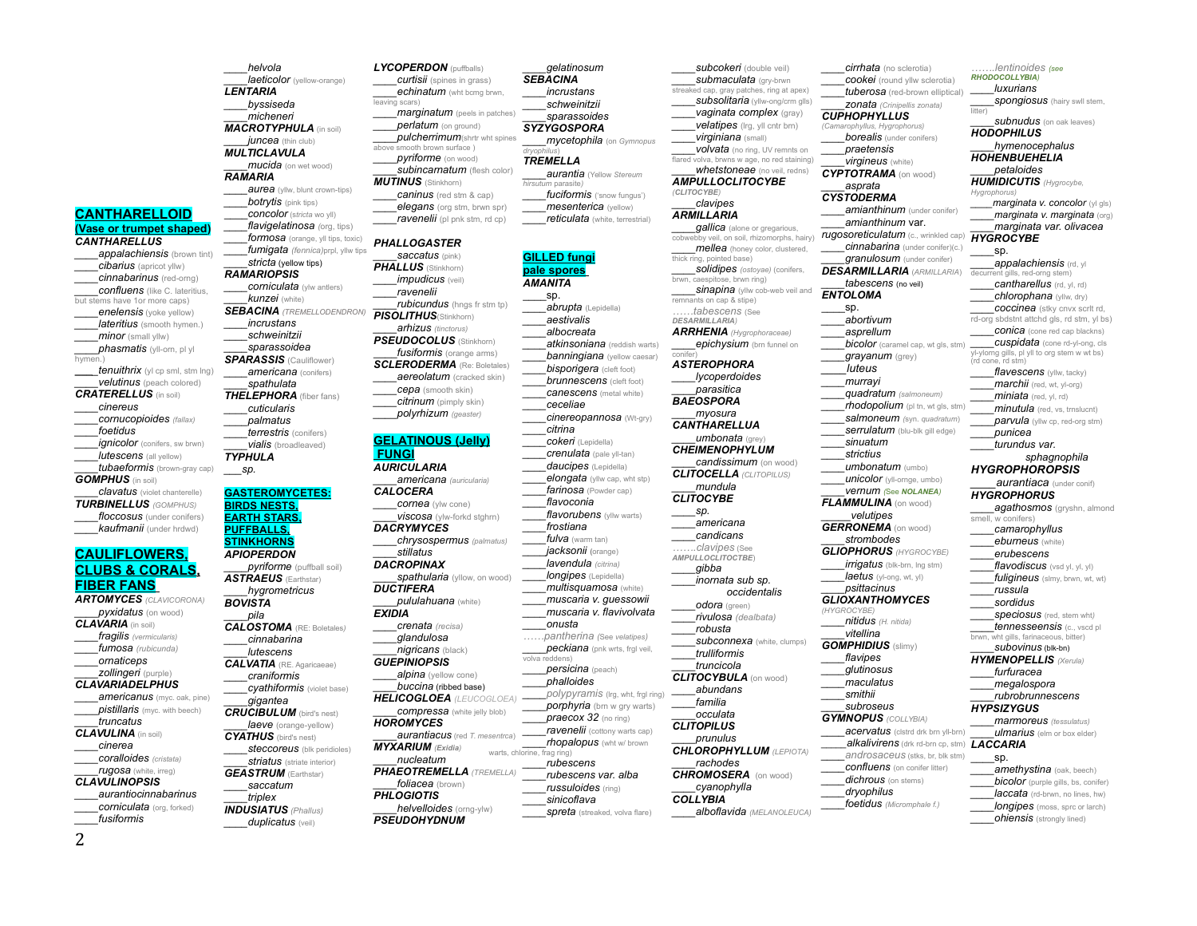## CANTHARELLOID (Vase or trumpet shaped)

***CANTHARELLUS***
____*appalachiensis* (brown tint)
____*cibarius* (apricot yllw)
____*cinnabarinus* (red-orng)
____*confluens* (like C. lateritius, but stems have 1or more caps)
____*enelensis* (yoke yellow)
____*lateritius* (smooth hymen.)
____*minor* (small yllw)
____*phasmatis* (yll-orn, pl yl hymen.)
____*tenuithrix* (yl cp sml, stm lng)
____*velutinus* (peach colored)

***CRATERELLUS*** (in soil)
____*cinereus*
____*cornucopioides* (fallax)
____*foetidus*
____*ignicolor* (conifers, sw brwn)
____*lutescens* (all yellow)
____*tubaeformis* (brown-gray cap)

***GOMPHUS*** (in soil)
____*clavatus* (violet chanterelle)

***TURBINELLUS*** (GOMPHUS)
____*floccosus* (under conifers)
____*kaufmanii* (under hrdwd)

## CAULIFLOWERS, CLUBS & CORALS, FIBER FANS

***ARTOMYCES*** (CLAVICORONA)
____*pyxidatus* (on wood)

***CLAVARIA*** (in soil)
____*fragilis* (vermicularis)
____*fumosa* (rubicunda)
____*ornaticeps*
____*zollingeri* (purple)

***CLAVARIADELPHUS***
____*americanus* (myc. oak, pine)
____*pistillaris* (myc. with beech)
____*truncatus*

***CLAVULINA*** (in soil)
____*cinerea*
____*coralloides* (cristata)
____*rugosa* (white, irreg)

***CLAVULINOPSIS***
____*aurantiocinnabarinus*
____*corniculata* (org, forked)
____*fusiformis*
____*helvola*
____*laeticolor* (yellow-orange)

***LENTARIA***
____*byssiseda*
____*micheneri*

***MACROTYPHULA*** (in soil)
____*juncea* (thin club)

***MULTICLAVULA***
____*mucida* (on wet wood)

***RAMARIA***
____*aurea* (yllw, blunt crown-tips)
____*botrytis* (pink tips)
____*concolor* (stricta wo yll)
____*flavigelatinosa* (org, tips)
____*formosa* (orange, yll tips, toxic)
____*fumigata* (fennica)prpl, yllw tips
____*stricta* (yellow tips)

***RAMARIOPSIS***
____*corniculata* (ylw antlers)
____*kunzei* (white)

***SEBACINA*** (TREMELLODENDRON)
____*incrustans*
____*schweinitzii*
____*sparassoidea*

***SPARASSIS*** (Cauliflower)
____*americana* (conifers)
____*spathulata*

***THELEPHORA*** (fiber fans)
____*cuticularis*
____*palmatus*
____*terrestris* (conifers)
____*vialis* (broadleaved)

***TYPHULA***
___*sp.*

## GASTEROMYCETES: BIRDS NESTS, EARTH STARS, PUFFBALLS, STINKHORNS

***APIOPERDON***
____*pyriforme* (puffball soil)

***ASTRAEUS*** (Earthstar)
____*hygrometricus*

***BOVISTA***
____*pila*

***CALOSTOMA*** (RE: Boletales)
____*cinnabarina*
____*lutescens*

***CALVATIA*** (RE. Agaricaeae)
____*craniformis*
____*cyathiformis* (violet base)
____*gigantea*

***CRUCIBULUM*** (bird's nest)
____*laeve* (orange-yellow)

***CYATHUS*** (bird's nest)
____*steccoreus* (blk peridioles)
____*striatus* (striate interior)

***GEASTRUM*** (Earthstar)
____*saccatum*
____*triplex*

***INDUSIATUS*** (Phallus)
____*duplicatus* (veil)

***LYCOPERDON*** (puffballs)
____*curtisii* (spines in grass)
____*echinatum* (wht bcmg brwn, leaving scars)
____*marginatum* (peels in patches)
____*perlatum* (on ground)
____*pulcherrimum*(shrtr wht spines above smooth brown surface )
____*pyriforme* (on wood)
____*subincarnatum* (flesh color)

***MUTINUS*** (Stinkhorn)
____*caninus* (red stm & cap)
____*elegans* (org stm, brwn spr)
____*ravenelii* (pl pnk stm, rd cp)

***PHALLOGASTER***
____*saccatus* (pink)

***PHALLUS*** (Stinkhorn)
____*impudicus* (veil)
____*ravenelii*
____*rubicundus* (hngs fr stm tp)

***PISOLITHUS***(Stinkhorn)
____*arhizus* (tinctorus)

***PSEUDOCOLUS*** (Stinkhorn)
____*fusiformis* (orange arms)

***SCLERODERMA*** (Re: Boletales)
____*aereolatum* (cracked skin)
____*cepa* (smooth skin)
____*citrinum* (pimply skin)
____*polyrhizum* (geaster)

## GELATINOUS (Jelly) FUNGI

***AURICULARIA***
____*americana* (auricularia)

***CALOCERA***
____*cornea* (ylw cone)
____*viscosa* (ylw-forkd stghrn)

***DACRYMYCES***
____*chrysospermus* (palmatus)
____*stillatus*

***DACROPINAX***
____*spathularia* (yllow, on wood)

***DUCTIFERA***
____*pululahuana* (white)

***EXIDIA***
____*crenata* (recisa)
____*glandulosa*
____*nigricans* (black)

***GUEPINIOPSIS***
____*alpina* (yellow cone)
____*buccina* (ribbed base)

***HELICOGLOEA*** (LEUCOGLOEA)
____*compressa* (white jelly blob)

***HOROMYCES***
____*aurantiacus* (red T. mesentrca)

***MYXARIUM*** (Exidia)
____*nucleatum*

***PHAEOTREMELLA*** (TREMELLA)
____*foliacea* (brown)

***PHLOGIOTIS***
____*helvelloides* (orng-ylw)

***PSEUDOHYDNUM***
____*gelatinosum*

***SEBACINA***
____*incrustans*
____*schweinitzii*
____*sparassoides*

***SYZYGOSPORA***
____*mycetophila* (on Gymnopus dryophilus)

***TREMELLA***
____*aurantia* (Yellow Stereum hirsutum parasite)
____*fuciformis* ('snow fungus')
____*mesenterica* (yellow)
____*reticulata* (white, terrestrial)

## GILLED fungi pale spores

***AMANITA***
____sp.
____*abrupta* (Lepidella)
____*aestivalis*
____*albocreata*
____*atkinsoniana* (reddish warts)
____*banningiana* (yellow caesar)
____*bisporigera* (cleft foot)
____*brunnescens* (cleft foot)
____*canescens* (metal white)
____*ceceliae*
____*cinereopannosa* (Wt-gry)
____*citrina*
____*cokeri* (Lepidella)
____*crenulata* (pale yll-tan)
____*daucipes* (Lepidella)
____*elongata* (yllw cap, wht stp)
____*farinosa* (Powder cap)
____*flavoconia*
____*flavorubens* (yllw warts)
____*frostiana*
____*fulva* (warm tan)
____*jacksonii* (orange)
____*lavendula* (citrina)
____*longipes* (Lepidella)
____*multisquamosa* (white)
____*muscaria v. guessowii*
____*muscaria v. flavivolvata*
____*onusta*
……*pantherina* (See velatipes)
____*peckiana* (pnk wrts, frgl veil, volva reddens)
____*persicina* (peach)
____*phalloides*
____*polypyramis* (lrg, wht, frgl ring)
____*porphyria* (brn w gry warts)
____*praecox 32* (no ring)
____*ravenelii* (cottony warts cap)
____*rhopalopus* (wht w/ brown warts, chlorine, frag ring)
____*rubescens*
____*rubescens var. alba*
____*russuloides* (ring)
____*sinicoflava*
____*spreta* (streaked, volva flare)
____*subcokeri* (double veil)
____*submaculata* (gry-brwn streaked cap, gray patches, ring at apex)
____*subsolitaria* (yllw-org/crm gills)
____*vaginata complex* (gray)
____*velatipes* (lrg, yll cntr brn)
____*virginiana* (small)
____*volvata* (no ring, UV remnts on flared volva, brwns w age, no red staining)
____*whetstoneae* (no veil, redns)

***AMPULLOCLITOCYBE*** (CLITOCYBE)
____*clavipes*

***ARMILLARIA***
____*gallica* (alone or gregarious, cobwebby veil, on soil, rhizomorphs, hairy)
____*mellea* (honey color, clustered, thick ring, pointed base)
____*solidipes* (ostoyae) (conifers, brwn, caespitose, brwn ring)
____*sinapina* (yllw cob-web veil and remnants on cap & stipe)
……*tabescens* (See DESARMILLARIA)

***ARRHENIA*** (Hygrophoraceae)
____*epichysium* (brn funnel on conifer)

***ASTEROPHORA***
____*lycoperdoides*
____*parasitica*

***BAEOSPORA***
____*myosura*

***CANTHARELLULA***
____*umbonata* (grey)

***CHEIMENOPHYLUM***
____*candissimum* (on wood)

***CLITOCELLA*** (CLITOPILUS)
____*mundula*

***CLITOCYBE***
____*sp.*
____*americana*
____*candicans*
……*clavipes* (See AMPULLOCLITOCTBE)
____*gibba*
____*inornata sub sp. occidentalis*
____*odora* (green)
____*rivulosa* (dealbata)
____*robusta*
____*subconnexa* (white, clumps)
____*trulliformis*
____*truncicola*

***CLITOCYBULA*** (on wood)
____*abundans*
____*familia*
____*occulata*

***CLITOPILUS***
____*prunulus*

***CHLOROPHYLLUM*** (LEPIOTA)
____*rachodes*

***CHROMOSERA*** (on wood)
____*cyanophylla*

***COLLYBIA***
____*alboflavida* (MELANOLEUCA)
____*cirrhata* (no sclerotia)
____*cookei* (round yllw sclerotia)
____*tuberosa* (red-brown elliptical)
____*zonata* (Crinipellis zonata)

***CUPHOPHYLLUS*** (Camarophyllus, Hygrophorus)
____*borealis* (under conifers)
____*praetensis*
____*virgineus* (white)

***CYPTOTRAMA*** (on wood)
____*asprata*

***CYSTODERMA***
____*amianthinum* (under conifer)
____*amianthinum* var. *rugosoreticulatum* (c., wrinkled cap)
____*cinnabarina* (under conifer)(c.)
____*granulosum* (under conifer)

***DESARMILLARIA*** (ARMILLARIA)
____*tabescens* (no veil)

***ENTOLOMA***
____sp.
____*abortivum*
____*asprellum*
____*bicolor* (caramel cap, wt gls, stm)
____*grayanum* (grey)
____*luteus*
____*murrayi*
____*quadratum* (salmoneum)
____*rhodopolium* (pl tn, wt gls, stm)
____*salmoneum* (syn. quadratum)
____*serrulatum* (blu-blk gill edge)
____*sinuatum*
____*strictius*
____*umbonatum* (umbo)
____*unicolor* (yll-ornge, umbo)
____*vernum* (See NOLANEA)

***FLAMMULINA*** (on wood)
____*velutipes*

***GERRONEMA*** (on wood)
____*strombodes*

***GLIOPHORUS*** (HYGROCYBE)
____*irrigatus* (blk-brn, lng stm)
____*laetus* (yl-ong, wt, yl)
____*psittacinus*

***GLIOXANTHOMYCES*** (HYGROCYBE)
____*nitidus* (H. nitida)
____*vitellina*

***GOMPHIDIUS*** (slimy)
____*flavipes*
____*glutinosus*
____*maculatus*
____*smithii*
____*subroseus*

***GYMNOPUS*** (COLLYBIA)
____*acervatus* (clstrd drk brn yll-brn)
____*alkalivirens* (drk rd-brn cp, stm)
____*androsaceus* (stks, br, blk stm)
____*confluens* (on conifer litter)
____*dichrous* (on stems)
____*dryophilus*
____*foetidus* (Micromphale f.)
…….*lentinoides* (see RHODOCOLLYBIA)
____*luxurians*
____*spongiosus* (hairy swll stem, litter)
____*subnudus* (on oak leaves)

***HODOPHILUS***
____*hymenocephalus*

***HOHENBUEHELIA***
____*petaloides*

***HUMIDICUTIS*** (Hygrocybe, Hygrophorus)
____*marginata v. concolor* (yl gls)
____*marginata v. marginata* (org)
____*marginata var. olivacea*

***HYGROCYBE***
____sp.
____*appalachiensis* (rd, yl decurrent gills, red-orng stem)
____*cantharellus* (rd, yl, rd)
____*chlorophana* (yllw, dry)
____*coccinea* (stky cnvx scrlt rd, rd-org sbdstnt attchd gls, rd stm, yl bs)
____*conica* (cone red cap blackns)
____*cuspidata* (cone rd-yl-ong, cls yl-ylomg gills, pl yll to org stem w wt bs) (rd cone, rd stm)
____*flavescens* (yllw, tacky)
____*marchii* (red, wt, yl-org)
____*miniata* (red, yl, rd)
____*minutula* (red, vs. trnslucnt)
____*parvula* (yllw cp, red-org stm)
____*punicea*
____*turundus var. sphagnophila*

***HYGROPHOROPSIS***
____*aurantiaca* (under conif)

***HYGROPHORUS***
____*agathosmos* (gryshn, almond smell, w conifers)
____*camarophyllus*
____*eburneus* (white)
____*erubescens*
____*flavodiscus* (vsd yl, yl, yl)
____*fuligineus* (slmy, brwn, wt, wt)
____*russula*
____*sordidus*
____*speciosus* (red, stem wht)
____*tennesseensis* (c., vscd pl brwn, wht gills, farinaceous, bitter)
____*subovinus* (blk-bn)

***HYMENOPELLIS*** (Xerula)
____*furfuracea*
____*megalospora*
____*rubrobrunnescens*

***HYPSIZYGUS***
____*marmoreus* (tessulatus)
____*ulmarius* (elm or box elder)

***LACCARIA***
____sp.
____*amethystina* (oak, beech)
____*bicolor* (purple gills, bs, conifer)
____*laccata* (rd-brwn, no lines, hw)
____*longipes* (moss, sprc or larch)
____*ohiensis* (strongly lined)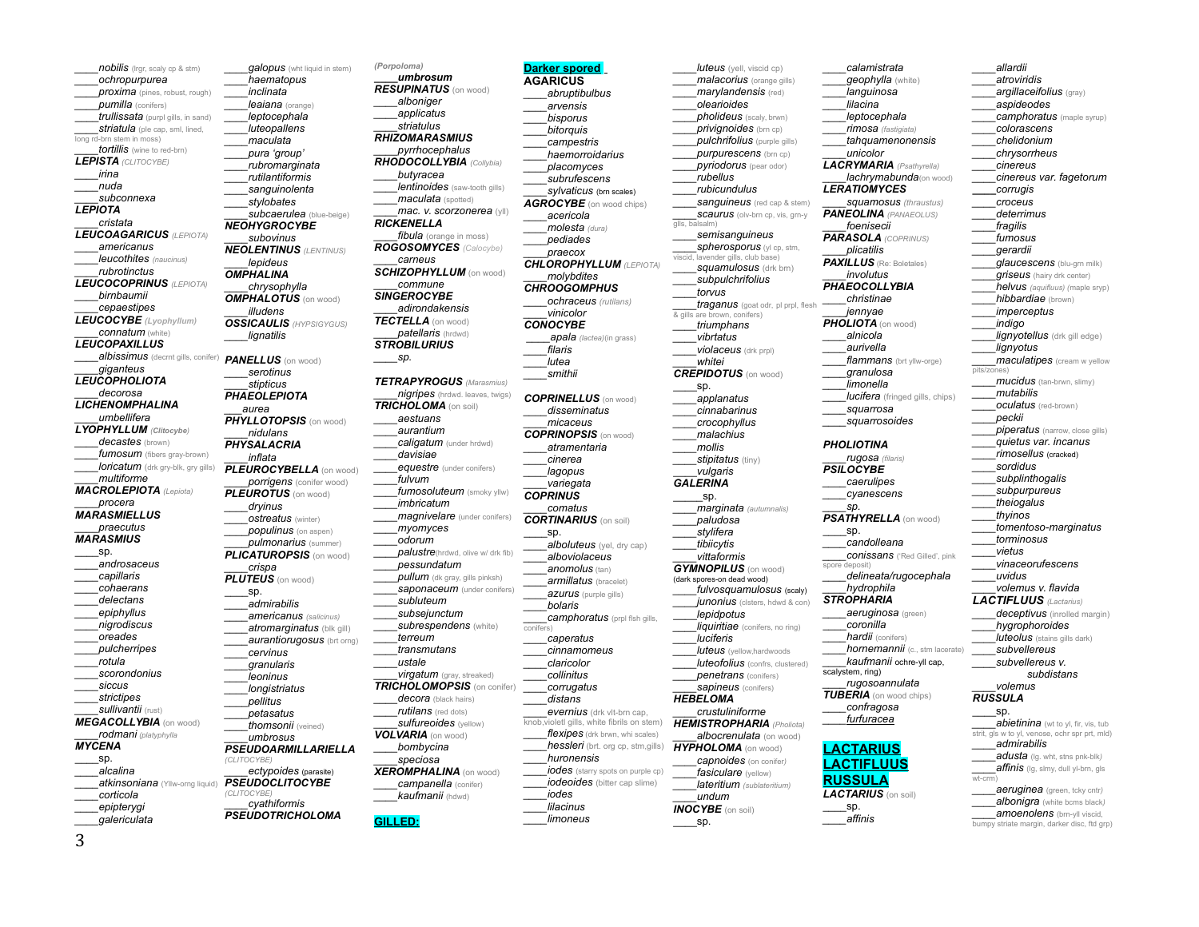____*nobilis* (lrgr, scaly cp & stm)
____*ochropurpurea*
____*proxima* (pines, robust, rough)
____*pumilla* (conifers)
____*trullissata* (purpl gills, in sand)
____*striatula* (ple cap, sml, lined, long rd-brn stem in moss)
____*tortillis* (wine to red-brn)

***LEPISTA*** *(CLITOCYBE)*
____*irina*
____*nuda*
____*subconnexa*

***LEPIOTA***
____*cristata*

***LEUCOAGARICUS*** *(LEPIOTA)*
____*americanus*
____*leucothites* *(naucinus)*
____*rubrotinctus*

***LEUCOCOPRINUS*** *(LEPIOTA)*
____*birnbaumii*
____*cepaestipes*

***LEUCOCYBE*** *(Lyophyllum)*
____*connatum* (white)

***LEUCOPAXILLUS***
____*albissimus* (decrnt gills, conifer)
____*giganteus*

***LEUCOPHOLIOTA***
____*decorosa*

***LICHENOMPHALINA***
____*umbellifera*

***LYOPHYLLUM*** *(Clitocybe)*
____*decastes* (brown)
____*fumosum* (fibers gray-brown)
____*loricatum* (drk gry-blk, gry gills)
____*multiforme*

***MACROLEPIOTA*** *(Lepiota)*
____*procera*

***MARASMIELLUS***
____*praecutus*

***MARASMIUS***
____sp.
____*androsaceus*
____*capillaris*
____*cohaerans*
____*delectans*
____*epiphyllus*
____*nigrodiscus*
____*oreades*
____*pulcherripes*
____*rotula*
____*scorondonius*
____*siccus*
____*strictipes*
____*sullivantii* (rust)

***MEGACOLLYBIA*** (on wood)
____*rodmani* *(platyphylla*

***MYCENA***
____sp.
____*alcalina*
____*atkinsoniana* (Yllw-ornge liquid)
____*corticola*
____*epipterygi*
____*galericulata*
____*galopus* (wht liquid in stem)
____*haematopus*
____*inclinata*
____*leaiana* (orange)
____*leptocephala*
____*luteopallens*
____*maculata*
____*pura 'group'*
____*rubromarginata*
____*rutilantiformis*
____*sanguinolenta*
____*stylobates*
____*subcaerulea* (blue-beige)

***NEOHYGROCYBE***
____*subovinus*

***NEOLENTINUS*** *(LENTINUS)*
____*lepideus*

***OMPHALINA***
____*chrysophylla*

***OMPHALOTUS*** (on wood)
____*illudens*

***OSSICAULIS*** *(HYPSIGYGUS)*
____*lignatilis*

***PANELLUS*** (on wood)
____*serotinus*
____*stipticus*

***PHAEOLEPIOTA***
____*aurea*

***PHYLLOTOPSIS*** (on wood)
____*nidulans*

***PHYSALACRIA***
____*inflata*

***PLEUROCYBELLA*** (on wood)
____*porrigens* (conifer wood)

***PLEUROTUS*** (on wood)
____*dryinus*
____*ostreatus* (winter)
____*populinus* (on aspen)
____*pulmonarius* (summer)

***PLICATUROPSIS*** (on wood)
____*crispa*

***PLUTEUS*** (on wood)
____sp.
____*admirabilis*
____*americanus* *(salicinus)*
____*atromarginatus* (blk gill)
____*aurantiorugosus* (brt orng)
____*cervinus*
____*granularis*
____*leoninus*
____*longistriatus*
____*pellitus*
____*petasatus*
____*thomsonii* (veined)
____*umbrosus*

***PSEUDOARMILLARIELLA*** *(CLITOCYBE)*
____*ectypoides* (parasite)

***PSEUDOCLITOCYBE*** *(CLITOCYBE)*
____*cyathiformis*

***PSEUDOTRICHOLOMA***
*(Porpoloma)*
____*umbrosum*

***RESUPINATUS*** (on wood)
____*alboniger*
____*applicatus*
____*striatulus*

***RHIZOMARASMIUS***
____*pyrrhocephalus*

***RHODOCOLLYBIA*** *(Collybia)*
____*butyracea*
____*lentinoides* (saw-tooth gills)
____*maculata* (spotted)
____*mac. v. scorzonerea* (yll)

***RICKENELLA***
____*fibula* (orange in moss)

***ROGOSOMYCES*** *(Calocybe)*
____*carneus*

***SCHIZOPHYLLUM*** (on wood)
____*commune*

***SINGEROCYBE***
____*adirondakensis*

***TECTELLA*** (on wood)
____*patellaris* (hrdwd)

***STROBILURIUS***
____*sp.*

***TETRAPYROGUS*** *(Marasmius)*
____*nigripes* (hrdwd. leaves, twigs)

***TRICHOLOMA*** (on soil)
____*aestuans*
____*aurantium*
____*caligatum* (under hrdwd)
____*davisiae*
____*equestre* (under conifers)
____*fulvum*
____*fumosoluteum* (smoky yllw)
____*imbricatum*
____*magnivelare* (under conifers)
____*myomyces*
____*odorum*
____*palustre*(hrdwd, olive w/ drk fib)
____*pessundatum*
____*pullum* (dk gray, gills pinksh)
____*saponaceum* (under conifers)
____*subluteum*
____*subsejunctum*
____*subresplendens* (white)
____*terreum*
____*transmutans*
____*ustale*
____*virgatum* (gray, streaked)

***TRICHOLOMOPSIS*** (on conifer)
____*decora* (black hairs)
____*rutilans* (red dots)
____*sulfureoides* (yellow)

***VOLVARIA*** (on wood)
____*bombycina*
____*speciosa*

***XEROMPHALINA*** (on wood)
____*campanella* (conifer)
____*kaufmanii* (hdwd)

**GILLED:**

**Darker spored**

**AGARICUS**
____*abruptibulbus*
____*arvensis*
____*bisporus*
____*bitorquis*
____*campestris*
____*haemorroidarius*
____*placomyces*
____*subrufescens*
____*sylvaticus* (brn scales)

***AGROCYBE*** (on wood chips)
____*acericola*
____*molesta* *(dura)*
____*pediades*
____*praecox*

***CHLOROPHYLLUM*** *(LEPIOTA)*
____*molybdites*

***CHROOGOMPHUS***
____*ochraceus* *(rutilans)*
____*vinicolor*

***CONOCYBE***
____*apala* *(lactea)*(in grass)
____*filaris*
____*lutea*
____*smithii*

***COPRINELLUS*** (on wood)
____*disseminatus*
____*micaceus*

***COPRINOPSIS*** (on wood)
____*atramentaria*
____*cinerea*
____*lagopus*
____*variegata*

***COPRINUS***
____*comatus*

***CORTINARIUS*** (on soil)
____sp.
____*alboluteus* (yel, dry cap)
____*alboviolaceus*
____*anomolus* (tan)
____*armillatus* (bracelet)
____*azurus* (purple gills)
____*bolaris*
____*camphoratus* (prpl flsh gills, conifers)
____*caperatus*
____*cinnamomeus*
____*claricolor*
____*collinitus*
____*corrugatus*
____*distans*
____*evernius* (drk vlt-brn cap, knob,violetl gills, white fibrils on stem)
____*flexipes* (drk brwn, whi scales)
____*hessleri* (brt. org cp, stm,gills)
____*huronensis*
____*iodes* (starry spots on purple cp)
____*iodeoides* (bitter cap slime)
____*iodes*
____*lilacinus*
____*limoneus*
____*luteus* (yell, viscid cp)
____*malacorius* (orange gills)
____*marylandensis* (red)
____*olearioides*
____*pholideus* (scaly, brwn)
____*privignoides* (brn cp)
____*pulchrifolius* (purple gills)
____*purpurescens* (brn cp)
____*pyriodorus* (pear odor)
____*rubellus*
____*rubicundulus*
____*sanguineus* (red cap & stem)
____*scaurus* (olv-brn cp, vis, grn-y gills, balsalm)
____*semisanguineus*
____*spherosporus* (yl cp, stm, viscid, lavender gills, club base)
____*squamulosus* (drk brn)
____*subpulchrifolius*
____*torvus*
____*traganus* (goat odr, pl prpl, flesh & gills are brown, conifers)
____*triumphans*
____*vibrtatus*
____*violaceus* (drk prpl)
____*whitei*

***CREPIDOTUS*** (on wood)
____sp.
____*applanatus*
____*cinnabarinus*
____*crocophyllus*
____*malachius*
____*mollis*
____*stipitatus* (tiny)
____*vulgaris*

***GALERINA***
____sp.
____*marginata* *(autumnalis)*
____*paludosa*
____*stylifera*
____*tibiicytis*
____*vittaformis*

***GYMNOPILUS*** (on wood)
(dark spores-on dead wood)
____*fulvosquamulosus* (scaly)
____*junonius* (clsters, hdwd & con)
____*lepidpotus*
____*liquiritiae* (conifers, no ring)
____*luciferis*
____*luteus* (yellow,hardwoods
____*luteofolius* (confrs, clustered)
____*penetrans* (conifers)
____*sapineus* (conifers)

***HEBELOMA***
____*crustuliniforme*

***HEMISTROPHARIA*** *(Pholiota)*
____*albocrenulata* (on wood)

***HYPHOLOMA*** (on wood)
____*capnoides* (on conifer)
____*fasiculare* (yellow)
____*lateritium* *(sublateritium)*
____*undum*

***INOCYBE*** (on soil)
____sp.
____*calamistrata*
____*geophylla* (white)
____*languinosa*
____*lilacina*
____*leptocephala*
____*rimosa* *(fastigiata)*
____*tahquamenonensis*
____*unicolor*

***LACRYMARIA*** *(Psathyrella)*
____*lachrymabunda*(on wood)

***LERATIOMYCES***
____*squamosus* *(thraustus)*

***PANEOLINA*** *(PANAEOLUS)*
____*foenisecii*

***PARASOLA*** *(COPRINUS)*
____*plicatilis*

***PAXILLUS*** (Re: Boletales)
____*involutus*

***PHAEOCOLLYBIA***
____*christinae*
____*jennyae*

***PHOLIOTA*** (on wood)
____*alnicola*
____*aurivella*
____*flammans* (brt yllw-orge)
____*granulosa*
____*limonella*
____*lucifera* (fringed gills, chips)
____*squarrosa*
____*squarrosoides*

***PHOLIOTINA***
____*rugosa* *(filaris)*

***PSILOCYBE***
____*caerulipes*
____*cyanescens*
____*sp.*

***PSATHYRELLA*** (on wood)
____sp.
____*candolleana*
____*conissans* ('Red Gilled', pink spore deposit)
____*delineata/rugocephala*
____*hydrophila*

***STROPHARIA***
____*aeruginosa* (green)
____*coronilla*
____*hardii* (conifers)
____*hornemannii* (c., stm lacerate)
____*kaufmanii* ochre-yll cap, scalystem, ring)
____*rugosoannulata*

***TUBERIA*** (on wood chips)
____*confragosa*
____*furfuracea*

**LACTARIUS**
**LACTIFLUUS**
**RUSSULA**

***LACTARIUS*** (on soil)
____sp.
____*affinis*
____*allardii*
____*atroviridis*
____*argillaceifolius* (gray)
____*aspideodes*
____*camphoratus* (maple syrup)
____*colorascens*
____*chelidonium*
____*chrysorrheus*
____*cinereus*
____*cinereus var. fagetorum*
____*corrugis*
____*croceus*
____*deterrimus*
____*fragilis*
____*fumosus*
____*gerardii*
____*glaucescens* (blu-grn milk)
____*griseus* (hairy drk center)
____*helvus* *(aquifluus)* (maple sryp)
____*hibbardiae* (brown)
____*imperceptus*
____*indigo*
____*lignyotellus* (drk gill edge)
____*lignyotus*
____*maculatipes* (cream w yellow pits/zones)
____*mucidus* (tan-brwn, slimy)
____*mutabilis*
____*oculatus* (red-brown)
____*peckii*
____*piperatus* (narrow, close gills)
____*quietus var. incanus*
____*rimosellus* (cracked)
____*sordidus*
____*subplinthogalis*
____*subpurpureus*
____*theiogalus*
____*thyinos*
____*tomentoso-marginatus*
____*torminosus*
____*vietus*
____*vinaceorufescens*
____*uvidus*
____*volemus v. flavida*

***LACTIFLUUS*** *(Lactarius)*
____*deceptivus* (inrolled margin)
____*hygrophoroides*
____*luteolus* (stains gills dark)
____*subvellereus*
____*subvellereus v. subdistans*
____*volemus*

***RUSSULA***
____sp.
____*abietinina* (wt to yl, fir, vis, tub strit, gls w to yl, venose, ochr spr prt, mld)
____*admirabilis*
____*adusta* (lg. wht, stns pnk-blk)
____*affinis* (lg, slmy, dull yl-brn, gls wt-crm)
____*aeruginea* (green, tcky cntr)
____*albonigra* (white bcms black)
____*amoenolens* (brn-yll viscid, bumpy striate margin, darker disc, ftd grp)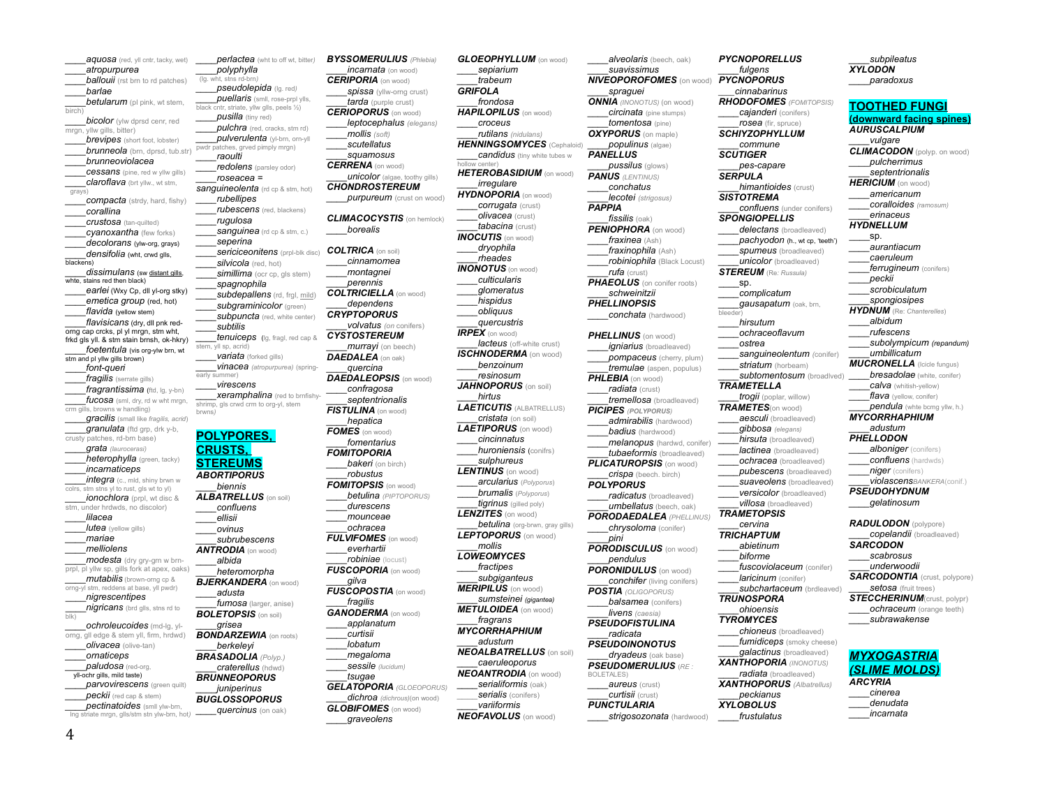____*aquosa* (red, yll cntr, tacky, wet)
____*atropurpurea*
____*ballouii* (rst brn to rd patches)
____*barlae*
____*betularum* (pl pink, wt stem, birch)
____*bicolor* (ylw dprsd cenr, red mrgn, yllw gills, bitter)
____*brevipes* (short foot, lobster)
____*brunneola* (brn, dprsd, tub.str)
____*brunneoviolacea*
____*cessans* (pine, red w yllw gills)
____*claroflava* (brt yllw., wt stm, grays)
____*compacta* (strdy, hard, fishy)
____*corallina*
____*crustosa* (tan-quilted)
____*cyanoxantha* (few forks)
____*decolorans* (ylw-org, grays)
____*densifolia* (wht, crwd glls, blackens)
____*dissimulans* (sw distant gills, whte, stains red then black)
____*earlei* (Wxy Cp, dll yl-org stky)
____*emetica group* (red, hot)
____*flavida* (yellow stem)
____*flavisicans* (dry, dll pnk red-orng cap crcks, pl yl mrgn, stm wht, frkd gls yll. & stm stain brnsh, ok-hkry)
____*foetentula* (vis org-ylw brn, wt stm and pl yllw gills brown)
____*font-queri*
____*fragilis* (serrate gills)
____*fragrantissima* (ftd, lg, y-bn)
____*fucosa* (sml, dry, rd w wht mrgn, crm gills, browns w handling)
____*gracilis* (small like *fragilis, acrid*)
____*granulata* (ftd grp, drk y-b, crusty patches, rd-brn base)
____*grata* (*laurocerasi*)
____*heterophylla* (green, tacky)
____*incarnaticeps*
____*integra* (c., mld, shiny brwn w colrs, stm stns yl to rust, gls wt to yl)
____*ionochlora* (prpl, wt disc & stm, under hrdwds, no discolor)
____*lilacea*
____*lutea* (yellow gills)
____*mariae*
____*melliolens*
____*modesta* (dry gry-grn w brn-prpl, pl yllw sp, gills fork at apex, oaks)
____*mutabilis* (brown-orng cp & orng-yl stm, reddens at base, yl pwdr)
____*nigrescentipes*
____*nigricans* (brd glls, stns rd to blk)
____*ochroleucoides* (md-lg, yl-orng, gll edge & stem yll, firm, hrdwd)
____*olivacea* (olive-tan)
____*ornaticeps*
____*paludosa* (red-org, yll-ochr gills, mild taste)
____*parvovirescens* (green quilt)
____*peckii* (red cap & stem)
____*pectinatoides* (smll ylw-brn, lng striate mrgn, glls/stm stn ylw-brn, hot)
____*perlactea* (wht to off wt, bitter)
____*polyphylla* (lg. wht, stns rd-brn)
____*pseudolepida* (lg. red)
____*puellaris* (smll, rose-prpl ylls, black cntr, striate, yllw glls, peels ½)
____*pusilla* (tiny red)
____*pulchra* (red, cracks, stm rd)
____*pulverulenta* (yl-brn, orn-yll pwdr patches, grved pimply mrgn)
____*raoulti*
____*redolens* (parsley odor)
____*roseacea* = *sanguineolenta* (rd cp & stm, hot)
____*rubellipes*
____*rubescens* (red, blackens)
____*rugulosa*
____*sanguinea* (rd cp & stm, c.)
____*seperina*
____*sericeonitens* (prpl-blk disc)
____*silvicola* (red, hot)
____*simillima* (ocr cp, gls stem)
____*spagnophila*
____*subdepallens* (rd, frgl, mild)
____*subgraminicolor* (green)
____*subpuncta* (red, white center)
____*subtilis*
____*tenuiceps* (lg, fragl, red cap & stem, yll sp, acrid)
____*variata* (forked gills)
____*vinacea* (*atropurpurea*) (spring-early summer)
____*virescens*
____*xerampelina* (red to brnfishy-shrimp, gls crwd crm to org-yl, stem brwns)

## POLYPORES, CRUSTS, STEREUMS

**ABORTIPORUS**
____*biennis*
**ALBATRELLUS** (on soil)
____*confluens*
____*ellisii*
____*ovinus*
____*subrubescens*
**ANTRODIA** (on wood)
____*albida*
____*heteromorpha*
**BJERKANDERA** (on wood)
____*adusta*
____*fumosa* (larger, anise)
**BOLETOPSIS** (on soil)
____*grisea*
**BONDARZEWIA** (on roots)
____*berkeleyi*
**BRASADOLIA** (*Polyp.)*
____*craterellus* (hdwd)
**BRUNNEOPORUS**
____*juniperinus*
**BUGLOSSOPORUS**
____*quercinus* (on oak)
**BYSSOMERULIUS** (*Phlebia*)
____*incarnata* (on wood)
**CERIPORIA** (on wood)
____*spissa* (yllw-orng crust)
____*tarda* (purple crust)
**CERIOPORUS** (on wood)
____*leptocephalus* (*elegans*)
____*mollis* (*soft*)
____*scutellatus*
____*squamosus*
**CERRENA** (on wood)
____*unicolor* (algae, toothy gills)
**CHONDROSTEREUM**
____*purpureum* (crust on wood)

**CLIMACOCYSTIS** (on hemlock)
____*borealis*

**COLTRICIA** (on soil)
____*cinnamomea*
____*montagnei*
____*perennis*
**COLTRICIELLA** (on wood)
____*dependens*
**CRYPTOPORUS**
____*volvatus* (*on* conifers)
**CYSTOSTEREUM**
____*murrayi* (on beech)
**DAEDALEA** (on oak)
____*quercina*
**DAEDALEOPSIS** (on wood)
____*confragosa*
____*septentrionalis*
**FISTULINA** (on wood)
____*hepatica*
**FOMES** (on wood)
____*fomentarius*
**FOMITOPORIA**
____*bakeri* (on birch)
____*robustus*
**FOMITOPSIS** (on wood)
____*betulina* (*PIPTOPORUS*)
____*durescens*
____*mounceae*
____*ochracea*
**FULVIFOMES** (on wood)
____*everhartii*
____*robiniae* (locust)
**FUSCOPORIA** (on wood)
____*gilva*
**FUSCOPOSTIA** (on wood)
____*fragilis*
**GANODERMA** (on wood)
____*applanatum*
____*curtisii*
____*lobatum*
____*megaloma*
____*sessile* (*lucidum*)
____*tsugae*
**GELATOPORIA** (*GLOEOPORUS*)
____*dichroa* (*dichrous*)(on wood)
**GLOBIFOMES** (on wood)
____*graveolens*
**GLOEOPHYLLUM** (on wood)
____*sepiarium*
____*trabeum*
**GRIFOLA**
____*frondosa*
**HAPILOPILUS** (on wood)
____*croceus*
____*rutilans* (*nidulans*)
**HENNINGSOMYCES** (Cephaloid)
____*candidus* (tiny white tubes w hollow center)
**HETEROBASIDIUM** (on wood)
____*irregulare*
**HYDNOPORIA** (on wood)
____*corrugata* (crust)
____*olivacea* (crust)
____*tabacina* (crust)
**INOCUTIS** (on wood)
____*dryophila*
____*rheades*
**INONOTUS** (on wood)
____*culticularis*
____*glomeratus*
____*hispidus*
____*obliquus*
____*quercustris*
**IRPEX** (on wood)
____*lacteus* (off-white crust)
**ISCHNODERMA** (on wood)
____*benzoinum*
____*resinosum*
**JAHNOPORUS** (on soil)
____*hirtus*
**LAETICUTIS** (ALBATRELLUS)
____*cristata* (on soil)
**LAETIPORUS** (on wood)
____*cincinnatus*
____*huroniensis* (conifrs)
____*sulphureus*
**LENTINUS** (on wood)
____*arcularius* (*Polyporus*)
____*brumalis* (*Polyporus*)
____*tigrinus* (gilled poly)
**LENZITES** (on wood)
____*betulina* (org-brwn, gray gills)
**LEPTOPORUS** (on wood)
____*mollis*
**LOWEOMYCES**
____*fractipes*
____*subgiganteus*
**MERIPILUS** (on wood)
____*sumsteinei* (*gigantea*)
**METULOIDEA** (on wood)
____*fragrans*
**MYCORRHAPHIUM**
____*adustum*
**NEOALBATRELLUS** (on soil)
____*caeruleoporus*
**NEOANTRODIA** (on wood)
____*serialiformis* (oak)
____*serialis* (conifers)
____*variiformis*
**NEOFAVOLUS** (on wood)
____*alveolaris* (beech, oak)
____*suavissimus*
**NIVEOPOROFOMES** (on wood)
____*spraguei*
**ONNIA** (*INONOTUS*) (on wood)
____*circinata* (pine stumps)
____*tomentosa* (pine)
**OXYPORUS** (on maple)
____*populinus* (algae)
**PANELLUS**
____*pussilus* (glows)
**PANUS** (*LENTINUS*)
____*conchatus*
____*lecotei* (*strigosus*)
**PAPPIA**
____*fissilis* (oak)
**PENIOPHORA** (on wood)
____*fraxinea* (Ash)
____*fraxinophila* (Ash)
____*robiniophila* (Black Locust)
____*rufa* (crust)
**PHAEOLUS** (on conifer roots)
____*schweinitzii*
**PHELLINOPSIS**
____*conchata* (hardwood)

**PHELLINUS** (on wood)
____*igniarius* (broadleaved)
____*pompaceus* (cherry, plum)
____*tremulae* (aspen, populus)
**PHLEBIA** (on wood)
____*radiata* (crust)
____*tremellosa* (broadleaved)
**PICIPES** (*POLYPORUS*)
____*admirabilis* (hardwood)
____*badius* (hardwood)
____*melanopus* (hardwd, conifer)
____*tubaeformis* (broadleaved)
**PLICATUROPSIS** (on wood)
____*crispa* (beech. birch)
**POLYPORUS**
____*radicatus* (broadleaved)
____*umbellatus* (beech, oak)
**PORODAEDALEA** (*PHELLINUS*)
____*chrysoloma* (conifer)
____*pini*
**PORODISCULUS** (on wood)
____*pendulus*
**PORONIDULUS** (on wood)
____*conchifer* (living conifers)
**POSTIA** (*OLIGOPORUS*)
____*balsamea* (conifers)
____*livens* (*caesia*)
**PSEUDOFISTULINA**
____*radicata*
**PSEUDOINONOTUS**
____*dryadeus* (oak base)
**PSEUDOMERULIUS** (*RE : BOLETALES*)
____*aureus* (crust)
____*curtisii* (crust)
**PUNCTULARIA**
____*strigosozonata* (hardwood)
**PYCNOPORELLUS**
____*fulgens*
**PYCNOPORUS**
____*cinnabarinus*
**RHODOFOMES** (*FOMITOPSIS*)
____*cajanderi* (conifers)
____*rosea* (fir, spruce)
**SCHIZOPHYLLUM**
____*commune*
**SCUTIGER**
____*pes-capare*
**SERPULA**
____*himantioides* (crust)
**SISTOTREMA**
____*confluens* (under conifers)
**SPONGIOPELLIS**
____*delectans* (broadleaved)
____*pachyodon* (h., wt cp, 'teeth')
____*spumeus* (broadleaved)
____*unicolor* (broadleaved)
**STEREUM** (Re: *Russula*)
____sp.
____*complicatum*
____*gausapatum* (oak, brn, bleeder)
____*hirsutum*
____*ochraceoflavum*
____*ostrea*
____*sanguineolentum* (conifer)
____*striatum* (horbeam)
____*subtomentosum* (broadlved)
**TRAMETELLA**
____*trogii* (poplar, willow)
**TRAMETES**(on wood)
____*aesculi* (broadleaved)
____*gibbosa* (*elegans*)
____*hirsuta* (broadleaved)
____*lactinea* (broadleaved)
____*ochracea* (broadleaved)
____*pubescens* (broadleaved)
____*suaveolens* (broadleaved)
____*versicolor* (broadleaved)
____*villosa* (broadleaved)
**TRAMETOPSIS**
____*cervina*
**TRICHAPTUM**
____*abietinum*
____*biforme*
____*fuscoviolaceum* (conifer)
____*laricinum* (conifer)
____*subchartaceum* (brdleaved)
**TRUNOSPORA**
____*ohioensis*
**TYROMYCES**
____*chioneus* (broadleaved)
____*fumidiceps* (smoky cheese)
____*galactinus* (broadleaved)
**XANTHOPORIA** (*INONOTUS*)
____*radiata* (broadleaved)
**XANTHOPORUS** (*Albatrellus*)
____*peckianus*
**XYLOBOLUS**
____*frustulatus*
____*subpileatus*
**XYLODON**
____*paradoxus*

## TOOTHED FUNGI (downward facing spines)

**AURUSCALPIUM**
____*vulgare*
**CLIMACODON** (polyp. on wood)
____*pulcherrimus*
____*septentrionalis*
**HERICIUM** (on wood)
____*americanum*
____*coralloides* (*ramosum*)
____*erinaceus*
**HYDNELLUM**
____sp.
____*aurantiacum*
____*caeruleum*
____*ferrugineum* (conifers)
____*peckii*
____*scrobiculatum*
____*spongiospes*
**HYDNUM** (Re: *Chanterelles*)
____*albidum*
____*rufescens*
____*subolympicum* (*repandum*)
____*umbilicatum*
**MUCRONELLA** (Icicle fungus)
____*bresadolae* (white, conifer)
____*calva* (whitish-yellow)
____*flava* (yellow, conifer)
____*pendula* (white bcmg yllw, h.)
**MYCORRHAPHIUM**
____*adustum*
**PHELLODON**
____*alboniger* (conifers)
____*confluens* (hardwds)
____*niger* (conifers)
____*violascens*BANKERA(conif.)
**PSEUDOHYDNUM**
____*gelatinosum*

**RADULODON** (polypore)
____*copelandii* (broadleaved)
**SARCODON**
____*scabrosus*
____*underwoodii*
**SARCODONTIA** (crust, polypore)
____*setosa* (fruit trees)
**STECCHERINUM**(crust, polypr)
____*ochraceum* (orange teeth)
____*subrawakense*

## MYXOGASTRIA (SLIME MOLDS)

**ARCYRIA**
____*cinerea*
____*denudata*
____*incarnata*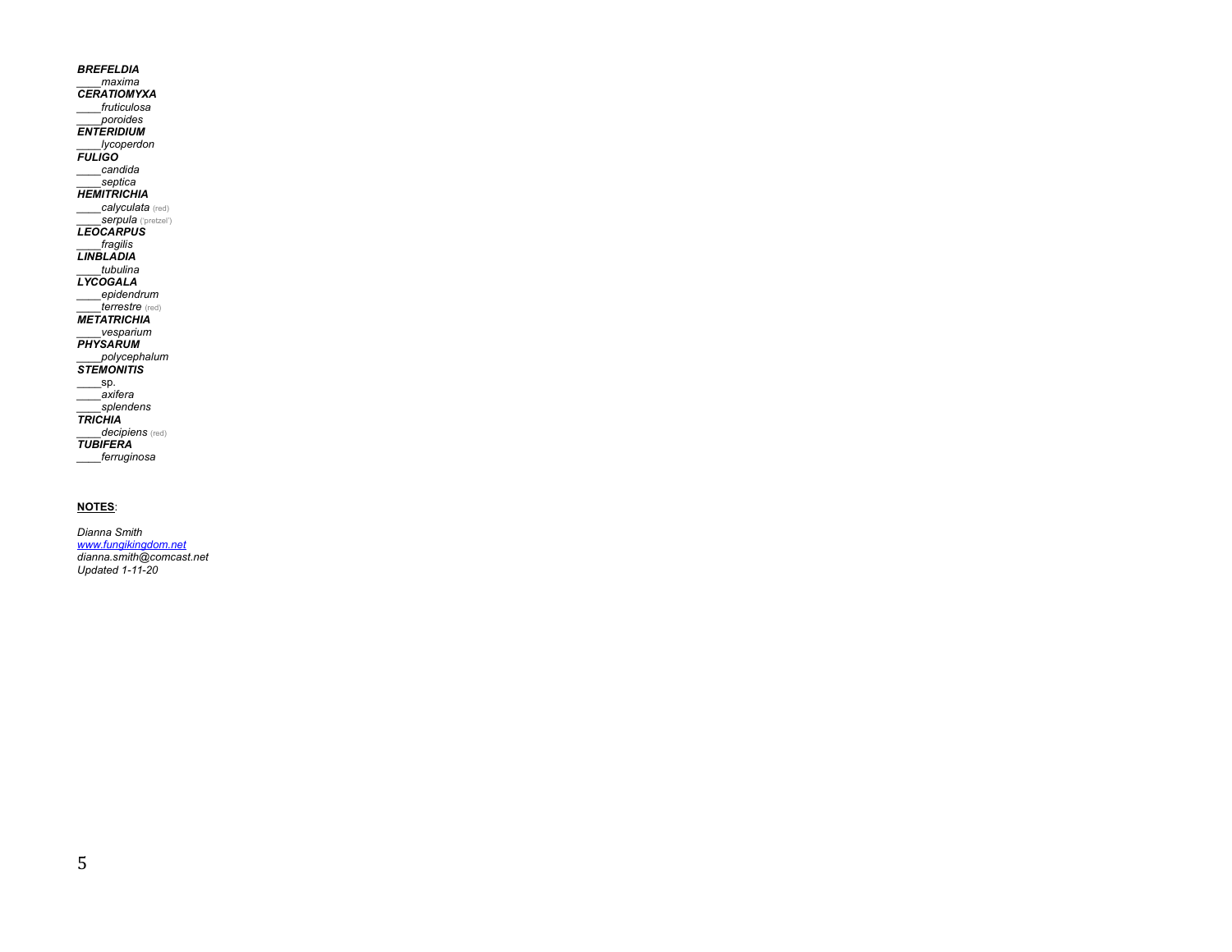***BREFELDIA***
____*maxima*
***CERATIOMYXA***
____*fruticulosa*
____*poroides*
***ENTERIDIUM***
____*lycoperdon*
***FULIGO***
____*candida*
____*septica*
***HEMITRICHIA***
____*calyculata* (red)
____*serpula* ('pretzel')
***LEOCARPUS***
____*fragilis*
***LINBLADIA***
____*tubulina*
***LYCOGALA***
____*epidendrum*
____*terrestre* (red)
***METATRICHIA***
____*vesparium*
***PHYSARUM***
____*polycephalum*
***STEMONITIS***
____sp.
____*axifera*
____*splendens*
***TRICHIA***
____*decipiens* (red)
***TUBIFERA***
____*ferruginosa*

**NOTES**:

*Dianna Smith*
*www.fungikingdom.net*
*dianna.smith@comcast.net*
*Updated 1-11-20*